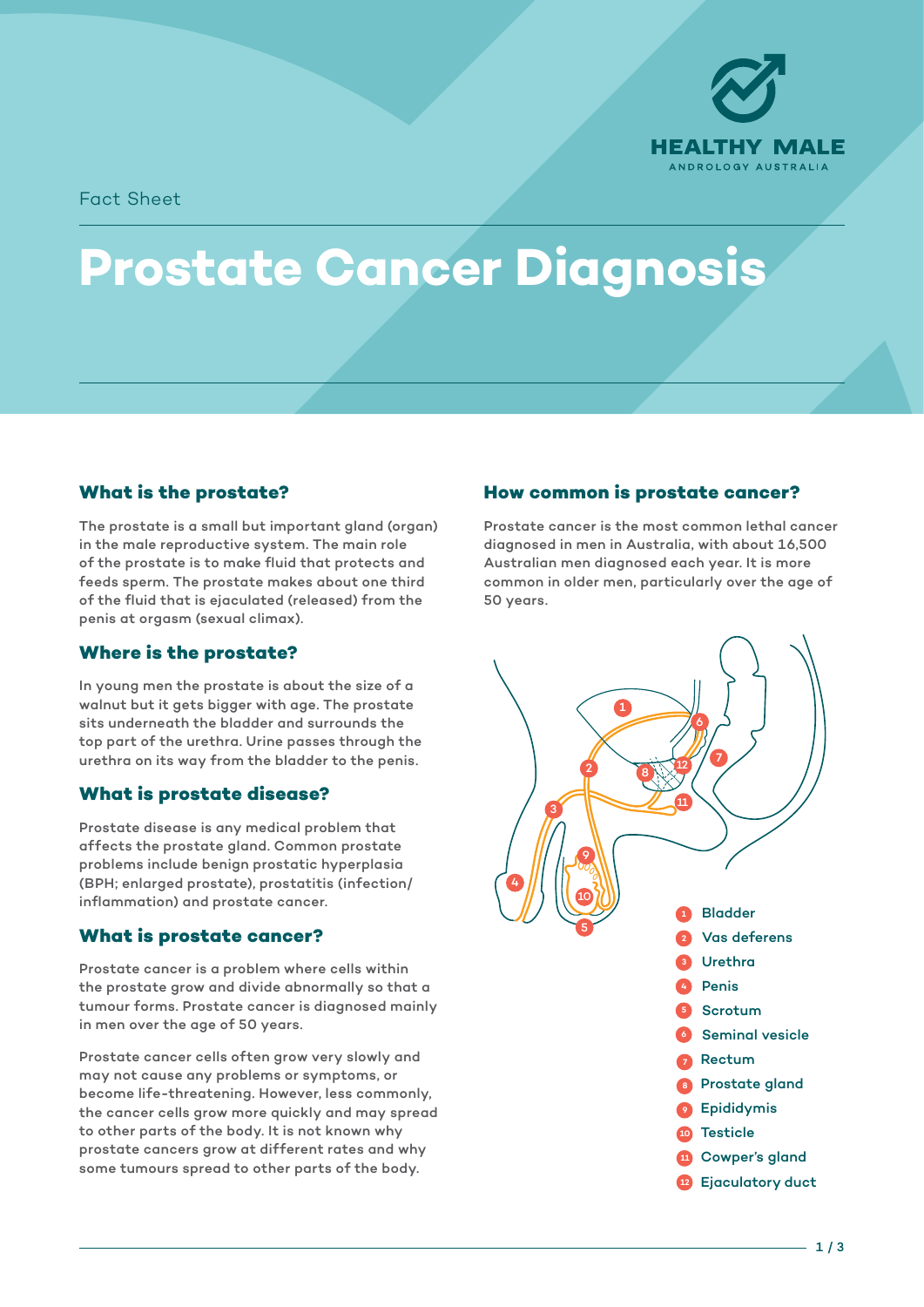Fact Sheet

# Prostate Cancer Diagnosis

## What is the prostate?

The prostate is a small but important gland (organ) in the male reproductive system. The main role of the prostate is to make fluid that protects and feeds sperm. The prostate makes about one third of the fluid that is ejaculated (released) from the penis at orgasm (sexual climax).

## Where is the prostate?

In young men the prostate is about the size of a walnut but it gets bigger with age. The prostate sits underneath the bladder and surrounds the top part of the urethra. Urine passes through the urethra on its way from the bladder to the penis.

## What is prostate disease?

Prostate disease is any medical problem that affects the prostate gland. Common prostate problems include benign prostatic hyperplasia (BPH; enlarged prostate), prostatitis (infection/inflammation) and prostate cancer.

## What is prostate cancer?

Prostate cancer is a problem where cells within the prostate grow and divide abnormally so that a tumour forms. Prostate cancer is diagnosed mainly in men over the age of 50 years.

Prostate cancer cells often grow very slowly and may not cause any problems or symptoms, or become life-threatening. However, less commonly, the cancer cells grow more quickly and may spread to other parts of the body. It is not known why prostate cancers grow at different rates and why some tumours spread to other parts of the body.

## How common is prostate cancer?

Prostate cancer is the most common lethal cancer diagnosed in men in Australia, with about 16,500 Australian men diagnosed each year. It is more common in older men, particularly over the age of 50 years.

1. Bladder
2. Vas deferens
3. Urethra
4. Penis
5. Scrotum
6. Seminal vesicle
7. Rectum
8. Prostate gland
9. Epididymis
10. Testicle
11. Cowper's gland
12. Ejaculatory duct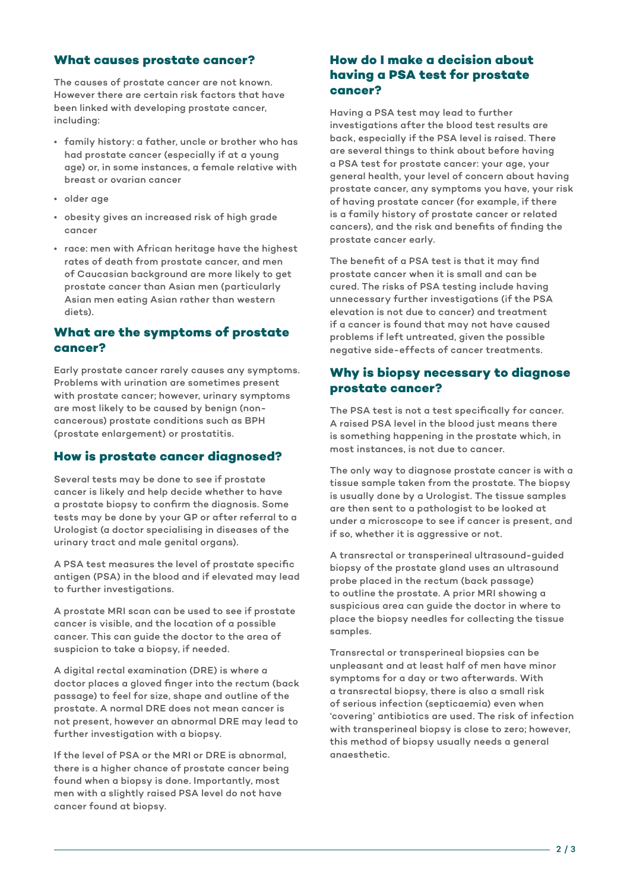## What causes prostate cancer?

The causes of prostate cancer are not known. However there are certain risk factors that have been linked with developing prostate cancer, including:

- family history: a father, uncle or brother who has had prostate cancer (especially if at a young age) or, in some instances, a female relative with breast or ovarian cancer
- older age
- obesity gives an increased risk of high grade cancer
- race: men with African heritage have the highest rates of death from prostate cancer, and men of Caucasian background are more likely to get prostate cancer than Asian men (particularly Asian men eating Asian rather than western diets).

## What are the symptoms of prostate cancer?

Early prostate cancer rarely causes any symptoms. Problems with urination are sometimes present with prostate cancer; however, urinary symptoms are most likely to be caused by benign (non-cancerous) prostate conditions such as BPH (prostate enlargement) or prostatitis.

## How is prostate cancer diagnosed?

Several tests may be done to see if prostate cancer is likely and help decide whether to have a prostate biopsy to confirm the diagnosis. Some tests may be done by your GP or after referral to a Urologist (a doctor specialising in diseases of the urinary tract and male genital organs).

A PSA test measures the level of prostate specific antigen (PSA) in the blood and if elevated may lead to further investigations.

A prostate MRI scan can be used to see if prostate cancer is visible, and the location of a possible cancer. This can guide the doctor to the area of suspicion to take a biopsy, if needed.

A digital rectal examination (DRE) is where a doctor places a gloved finger into the rectum (back passage) to feel for size, shape and outline of the prostate. A normal DRE does not mean cancer is not present, however an abnormal DRE may lead to further investigation with a biopsy.

If the level of PSA or the MRI or DRE is abnormal, there is a higher chance of prostate cancer being found when a biopsy is done. Importantly, most men with a slightly raised PSA level do not have cancer found at biopsy.

## How do I make a decision about having a PSA test for prostate cancer?

Having a PSA test may lead to further investigations after the blood test results are back, especially if the PSA level is raised. There are several things to think about before having a PSA test for prostate cancer: your age, your general health, your level of concern about having prostate cancer, any symptoms you have, your risk of having prostate cancer (for example, if there is a family history of prostate cancer or related cancers), and the risk and benefits of finding the prostate cancer early.

The benefit of a PSA test is that it may find prostate cancer when it is small and can be cured. The risks of PSA testing include having unnecessary further investigations (if the PSA elevation is not due to cancer) and treatment if a cancer is found that may not have caused problems if left untreated, given the possible negative side-effects of cancer treatments.

## Why is biopsy necessary to diagnose prostate cancer?

The PSA test is not a test specifically for cancer. A raised PSA level in the blood just means there is something happening in the prostate which, in most instances, is not due to cancer.

The only way to diagnose prostate cancer is with a tissue sample taken from the prostate. The biopsy is usually done by a Urologist. The tissue samples are then sent to a pathologist to be looked at under a microscope to see if cancer is present, and if so, whether it is aggressive or not.

A transrectal or transperineal ultrasound-guided biopsy of the prostate gland uses an ultrasound probe placed in the rectum (back passage) to outline the prostate. A prior MRI showing a suspicious area can guide the doctor in where to place the biopsy needles for collecting the tissue samples.

Transrectal or transperineal biopsies can be unpleasant and at least half of men have minor symptoms for a day or two afterwards. With a transrectal biopsy, there is also a small risk of serious infection (septicaemia) even when 'covering' antibiotics are used. The risk of infection with transperineal biopsy is close to zero; however, this method of biopsy usually needs a general anaesthetic.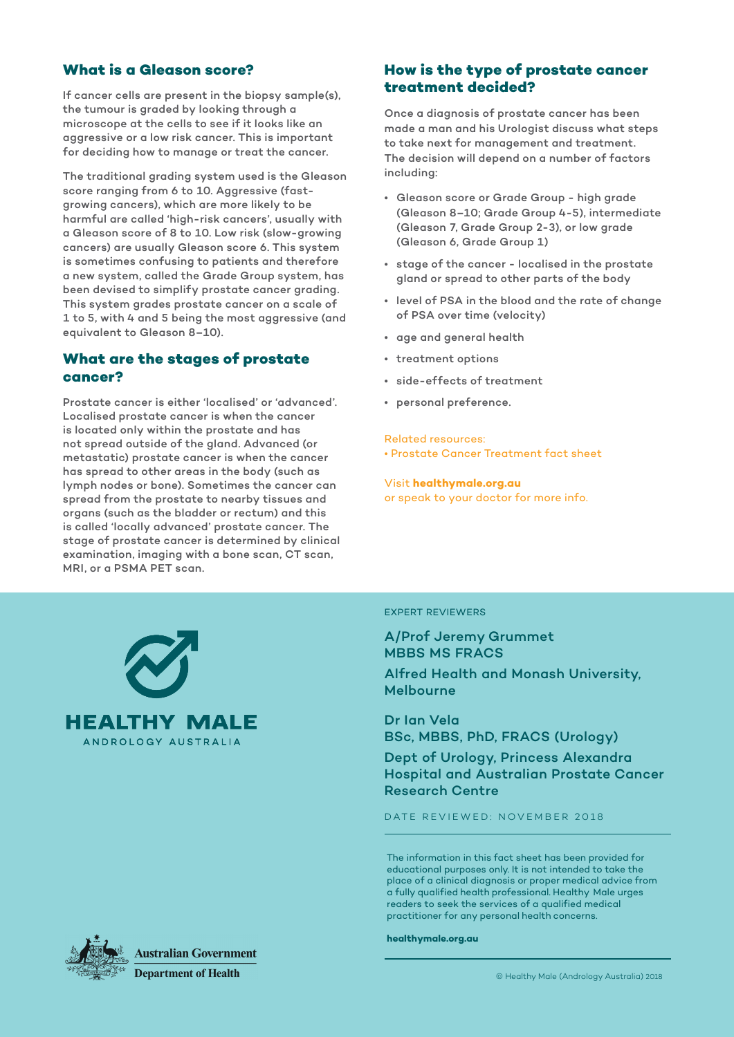## What is a Gleason score?

If cancer cells are present in the biopsy sample(s), the tumour is graded by looking through a microscope at the cells to see if it looks like an aggressive or a low risk cancer. This is important for deciding how to manage or treat the cancer.

The traditional grading system used is the Gleason score ranging from 6 to 10. Aggressive (fast-growing cancers), which are more likely to be harmful are called 'high-risk cancers', usually with a Gleason score of 8 to 10. Low risk (slow-growing cancers) are usually Gleason score 6. This system is sometimes confusing to patients and therefore a new system, called the Grade Group system, has been devised to simplify prostate cancer grading. This system grades prostate cancer on a scale of 1 to 5, with 4 and 5 being the most aggressive (and equivalent to Gleason 8–10).

## What are the stages of prostate cancer?

Prostate cancer is either 'localised' or 'advanced'. Localised prostate cancer is when the cancer is located only within the prostate and has not spread outside of the gland. Advanced (or metastatic) prostate cancer is when the cancer has spread to other areas in the body (such as lymph nodes or bone). Sometimes the cancer can spread from the prostate to nearby tissues and organs (such as the bladder or rectum) and this is called 'locally advanced' prostate cancer. The stage of prostate cancer is determined by clinical examination, imaging with a bone scan, CT scan, MRI, or a PSMA PET scan.

## How is the type of prostate cancer treatment decided?

Once a diagnosis of prostate cancer has been made a man and his Urologist discuss what steps to take next for management and treatment. The decision will depend on a number of factors including:

- Gleason score or Grade Group - high grade (Gleason 8–10; Grade Group 4-5), intermediate (Gleason 7, Grade Group 2-3), or low grade (Gleason 6, Grade Group 1)
- stage of the cancer - localised in the prostate gland or spread to other parts of the body
- level of PSA in the blood and the rate of change of PSA over time (velocity)
- age and general health
- treatment options
- side-effects of treatment
- personal preference.

Related resources:
• Prostate Cancer Treatment fact sheet

Visit **healthymale.org.au**
or speak to your doctor for more info.

HEALTHY MALE
ANDROLOGY AUSTRALIA

EXPERT REVIEWERS

**A/Prof Jeremy Grummet**
**MBBS MS FRACS**
**Alfred Health and Monash University, Melbourne**

**Dr Ian Vela**
**BSc, MBBS, PhD, FRACS (Urology)**
**Dept of Urology, Princess Alexandra Hospital and Australian Prostate Cancer Research Centre**

DATE REVIEWED: NOVEMBER 2018

The information in this fact sheet has been provided for educational purposes only. It is not intended to take the place of a clinical diagnosis or proper medical advice from a fully qualified health professional. Healthy Male urges readers to seek the services of a qualified medical practitioner for any personal health concerns.

**healthymale.org.au**

Australian Government
Department of Health

© Healthy Male (Andrology Australia) 2018